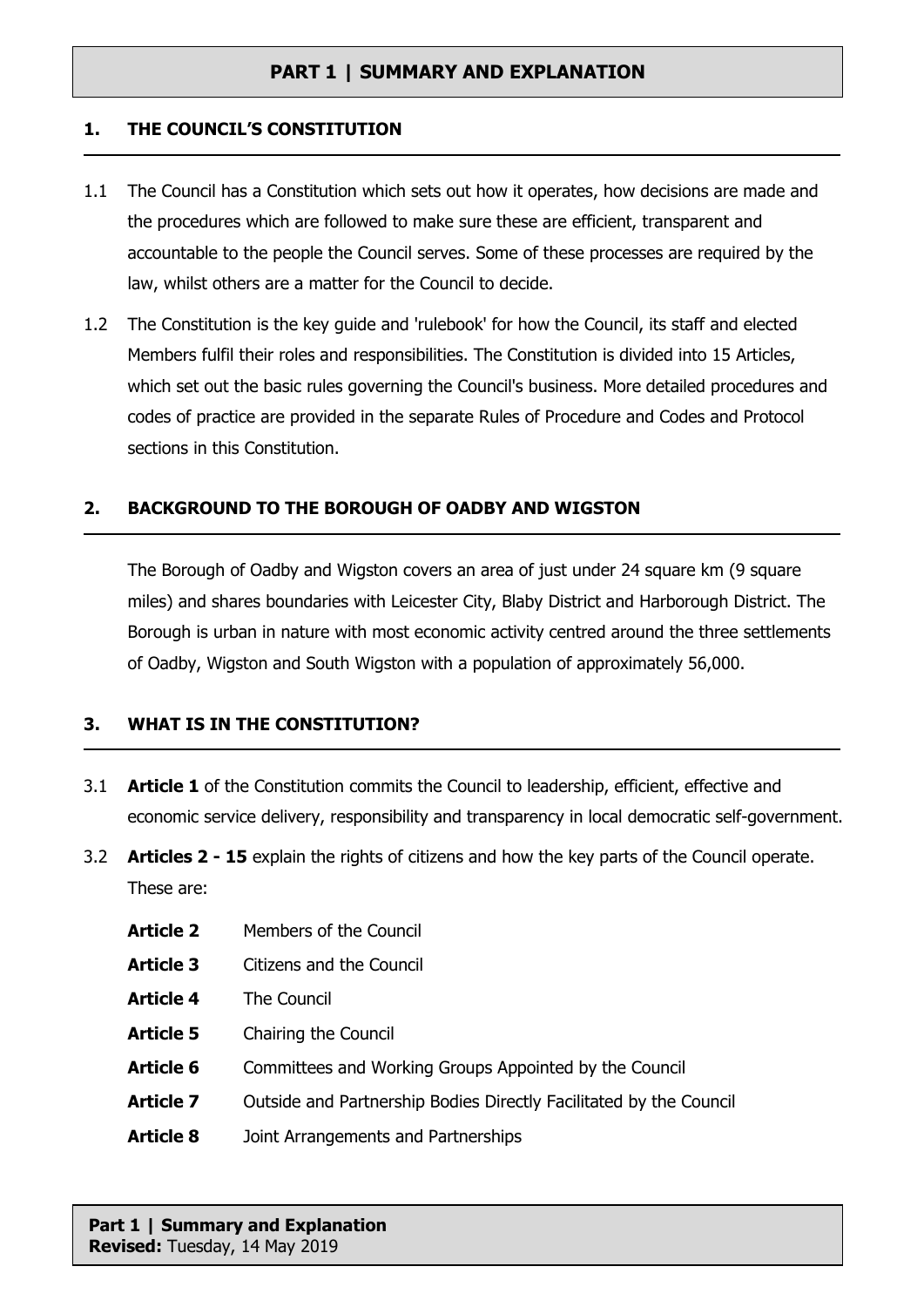# PART 1 | SUMMARY AND EXPLANATION

## 1. THE COUNCIL'S CONSTITUTION

1.1 The Council has a Constitution which sets out how it operates, how decisions are made and the procedures which are followed to make sure these are efficient, transparent and accountable to the people the Council serves. Some of these processes are required by the law, whilst others are a matter for the Council to decide.

1.2 The Constitution is the key guide and 'rulebook' for how the Council, its staff and elected Members fulfil their roles and responsibilities. The Constitution is divided into 15 Articles, which set out the basic rules governing the Council's business. More detailed procedures and codes of practice are provided in the separate Rules of Procedure and Codes and Protocol sections in this Constitution.

## 2. BACKGROUND TO THE BOROUGH OF OADBY AND WIGSTON

The Borough of Oadby and Wigston covers an area of just under 24 square km (9 square miles) and shares boundaries with Leicester City, Blaby District and Harborough District. The Borough is urban in nature with most economic activity centred around the three settlements of Oadby, Wigston and South Wigston with a population of approximately 56,000.

## 3. WHAT IS IN THE CONSTITUTION?

3.1 **Article 1** of the Constitution commits the Council to leadership, efficient, effective and economic service delivery, responsibility and transparency in local democratic self-government.

3.2 **Articles 2 - 15** explain the rights of citizens and how the key parts of the Council operate. These are:

**Article 2** Members of the Council

**Article 3** Citizens and the Council

**Article 4** The Council

**Article 5** Chairing the Council

**Article 6** Committees and Working Groups Appointed by the Council

**Article 7** Outside and Partnership Bodies Directly Facilitated by the Council

**Article 8** Joint Arrangements and Partnerships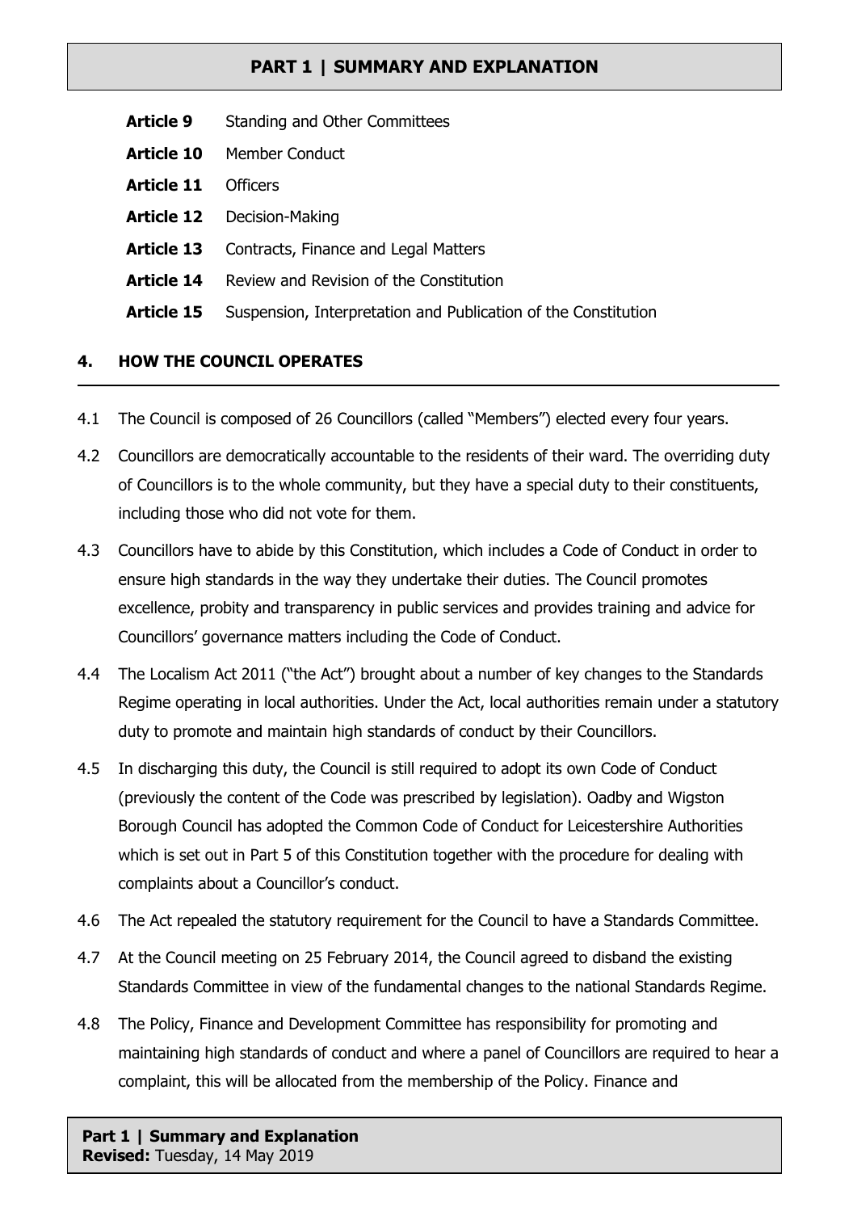| | |
|---|---|
| **Article 9** | Standing and Other Committees |
| **Article 10** | Member Conduct |
| **Article 11** | Officers |
| **Article 12** | Decision-Making |
| **Article 13** | Contracts, Finance and Legal Matters |
| **Article 14** | Review and Revision of the Constitution |
| **Article 15** | Suspension, Interpretation and Publication of the Constitution |

## 4. HOW THE COUNCIL OPERATES

4.1 The Council is composed of 26 Councillors (called "Members") elected every four years.

4.2 Councillors are democratically accountable to the residents of their ward. The overriding duty of Councillors is to the whole community, but they have a special duty to their constituents, including those who did not vote for them.

4.3 Councillors have to abide by this Constitution, which includes a Code of Conduct in order to ensure high standards in the way they undertake their duties. The Council promotes excellence, probity and transparency in public services and provides training and advice for Councillors' governance matters including the Code of Conduct.

4.4 The Localism Act 2011 ("the Act") brought about a number of key changes to the Standards Regime operating in local authorities. Under the Act, local authorities remain under a statutory duty to promote and maintain high standards of conduct by their Councillors.

4.5 In discharging this duty, the Council is still required to adopt its own Code of Conduct (previously the content of the Code was prescribed by legislation). Oadby and Wigston Borough Council has adopted the Common Code of Conduct for Leicestershire Authorities which is set out in Part 5 of this Constitution together with the procedure for dealing with complaints about a Councillor's conduct.

4.6 The Act repealed the statutory requirement for the Council to have a Standards Committee.

4.7 At the Council meeting on 25 February 2014, the Council agreed to disband the existing Standards Committee in view of the fundamental changes to the national Standards Regime.

4.8 The Policy, Finance and Development Committee has responsibility for promoting and maintaining high standards of conduct and where a panel of Councillors are required to hear a complaint, this will be allocated from the membership of the Policy. Finance and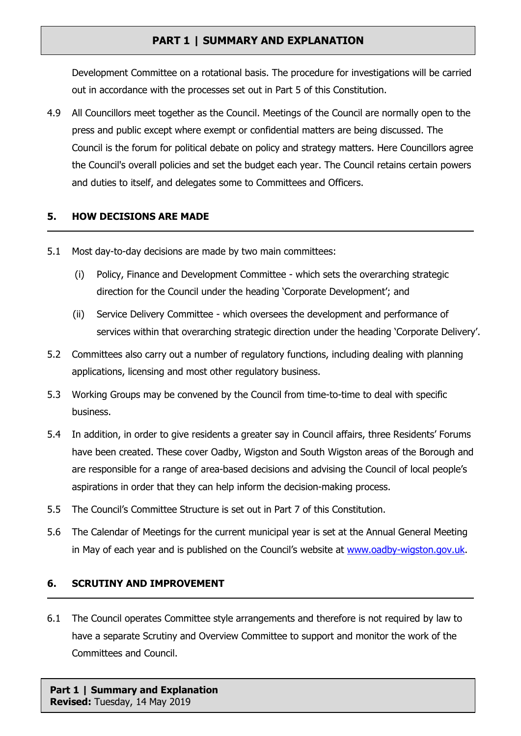Development Committee on a rotational basis. The procedure for investigations will be carried out in accordance with the processes set out in Part 5 of this Constitution.

4.9 All Councillors meet together as the Council. Meetings of the Council are normally open to the press and public except where exempt or confidential matters are being discussed. The Council is the forum for political debate on policy and strategy matters. Here Councillors agree the Council's overall policies and set the budget each year. The Council retains certain powers and duties to itself, and delegates some to Committees and Officers.

## 5. HOW DECISIONS ARE MADE

5.1 Most day-to-day decisions are made by two main committees:

(i) Policy, Finance and Development Committee - which sets the overarching strategic direction for the Council under the heading 'Corporate Development'; and

(ii) Service Delivery Committee - which oversees the development and performance of services within that overarching strategic direction under the heading 'Corporate Delivery'.

5.2 Committees also carry out a number of regulatory functions, including dealing with planning applications, licensing and most other regulatory business.

5.3 Working Groups may be convened by the Council from time-to-time to deal with specific business.

5.4 In addition, in order to give residents a greater say in Council affairs, three Residents' Forums have been created. These cover Oadby, Wigston and South Wigston areas of the Borough and are responsible for a range of area-based decisions and advising the Council of local people's aspirations in order that they can help inform the decision-making process.

5.5 The Council's Committee Structure is set out in Part 7 of this Constitution.

5.6 The Calendar of Meetings for the current municipal year is set at the Annual General Meeting in May of each year and is published on the Council's website at [www.oadby-wigston.gov.uk](http://www.oadby-wigston.gov.uk).

## 6. SCRUTINY AND IMPROVEMENT

6.1 The Council operates Committee style arrangements and therefore is not required by law to have a separate Scrutiny and Overview Committee to support and monitor the work of the Committees and Council.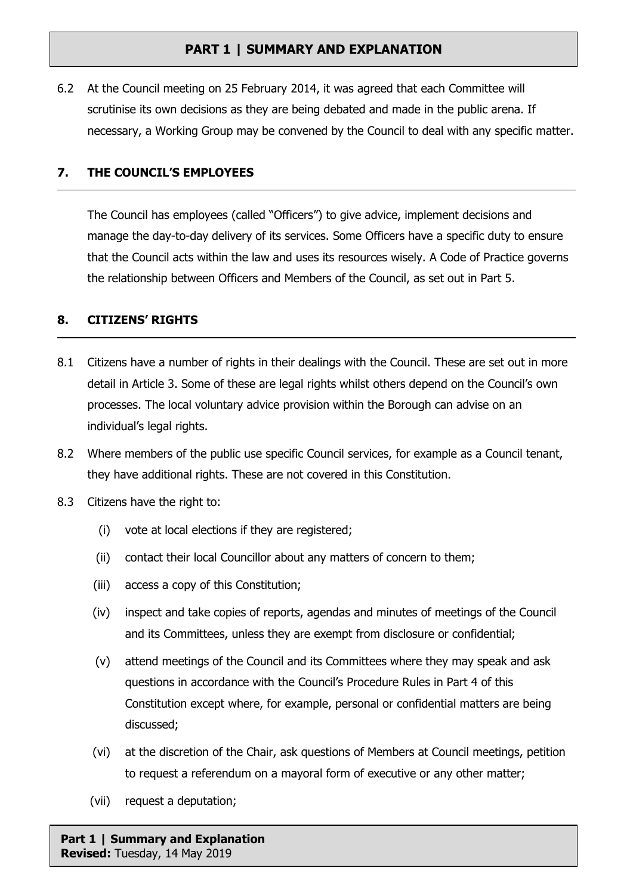6.2 At the Council meeting on 25 February 2014, it was agreed that each Committee will scrutinise its own decisions as they are being debated and made in the public arena. If necessary, a Working Group may be convened by the Council to deal with any specific matter.

## 7. THE COUNCIL'S EMPLOYEES

The Council has employees (called "Officers") to give advice, implement decisions and manage the day-to-day delivery of its services. Some Officers have a specific duty to ensure that the Council acts within the law and uses its resources wisely. A Code of Practice governs the relationship between Officers and Members of the Council, as set out in Part 5.

## 8. CITIZENS' RIGHTS

8.1 Citizens have a number of rights in their dealings with the Council. These are set out in more detail in Article 3. Some of these are legal rights whilst others depend on the Council's own processes. The local voluntary advice provision within the Borough can advise on an individual's legal rights.

8.2 Where members of the public use specific Council services, for example as a Council tenant, they have additional rights. These are not covered in this Constitution.

8.3 Citizens have the right to:

- (i) vote at local elections if they are registered;
- (ii) contact their local Councillor about any matters of concern to them;
- (iii) access a copy of this Constitution;
- (iv) inspect and take copies of reports, agendas and minutes of meetings of the Council and its Committees, unless they are exempt from disclosure or confidential;
- (v) attend meetings of the Council and its Committees where they may speak and ask questions in accordance with the Council's Procedure Rules in Part 4 of this Constitution except where, for example, personal or confidential matters are being discussed;
- (vi) at the discretion of the Chair, ask questions of Members at Council meetings, petition to request a referendum on a mayoral form of executive or any other matter;
- (vii) request a deputation;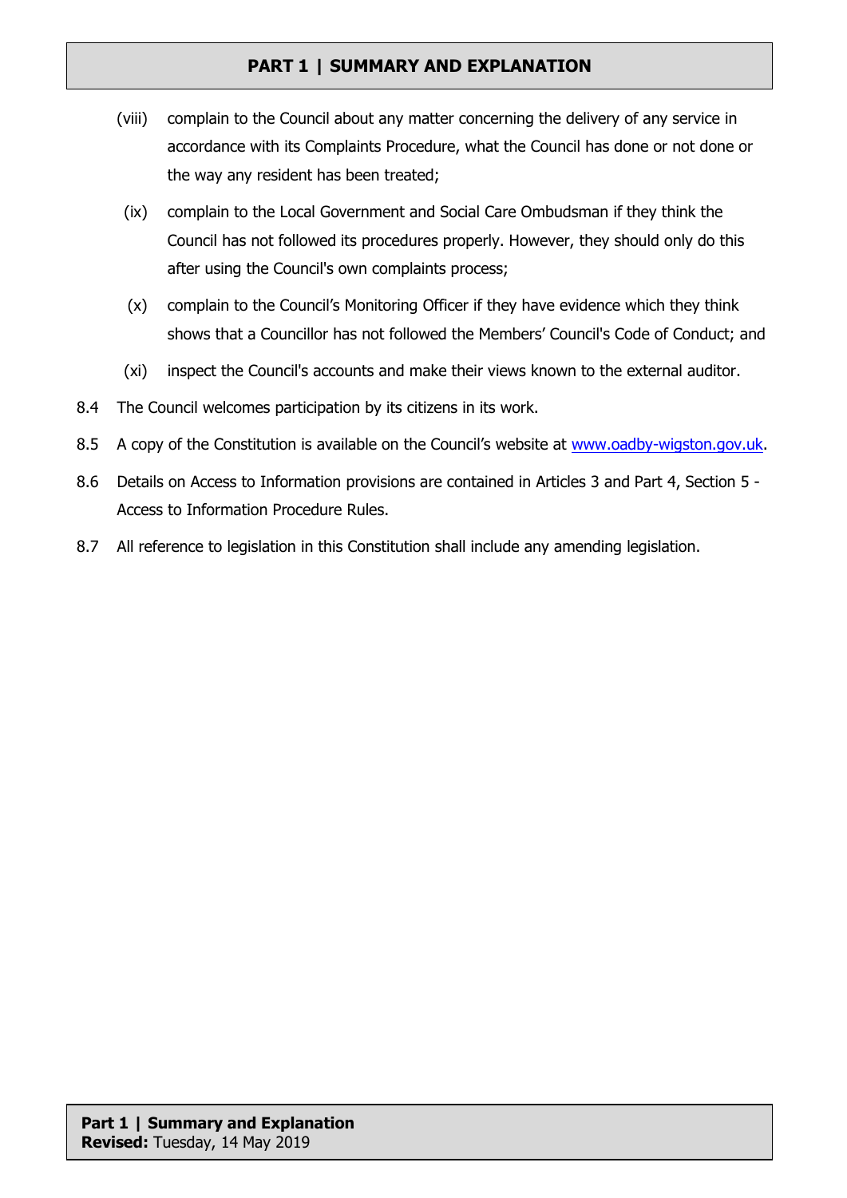(viii) complain to the Council about any matter concerning the delivery of any service in accordance with its Complaints Procedure, what the Council has done or not done or the way any resident has been treated;

(ix) complain to the Local Government and Social Care Ombudsman if they think the Council has not followed its procedures properly. However, they should only do this after using the Council's own complaints process;

(x) complain to the Council's Monitoring Officer if they have evidence which they think shows that a Councillor has not followed the Members' Council's Code of Conduct; and

(xi) inspect the Council's accounts and make their views known to the external auditor.

8.4 The Council welcomes participation by its citizens in its work.

8.5 A copy of the Constitution is available on the Council's website at [www.oadby-wigston.gov.uk](http://www.oadby-wigston.gov.uk).

8.6 Details on Access to Information provisions are contained in Articles 3 and Part 4, Section 5 - Access to Information Procedure Rules.

8.7 All reference to legislation in this Constitution shall include any amending legislation.